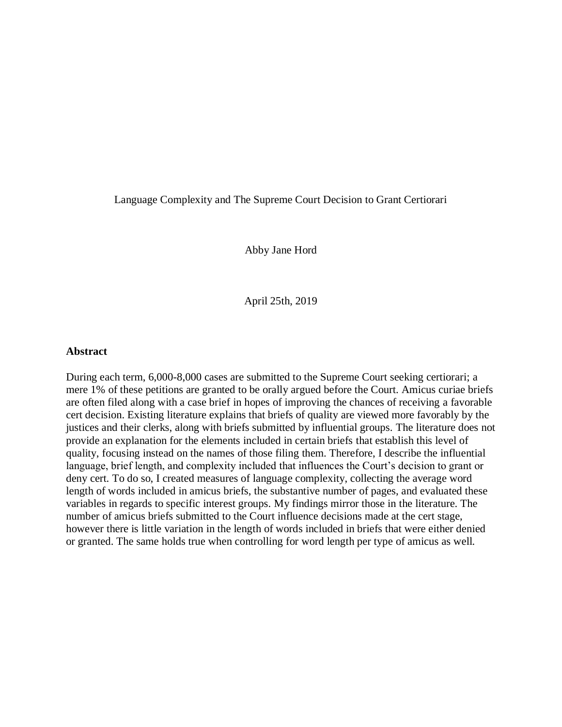# Language Complexity and The Supreme Court Decision to Grant Certiorari

Abby Jane Hord

April 25th, 2019

**Abstract**

During each term, 6,000-8,000 cases are submitted to the Supreme Court seeking certiorari; a mere 1% of these petitions are granted to be orally argued before the Court. Amicus curiae briefs are often filed along with a case brief in hopes of improving the chances of receiving a favorable cert decision. Existing literature explains that briefs of quality are viewed more favorably by the justices and their clerks, along with briefs submitted by influential groups. The literature does not provide an explanation for the elements included in certain briefs that establish this level of quality, focusing instead on the names of those filing them. Therefore, I describe the influential language, brief length, and complexity included that influences the Court's decision to grant or deny cert. To do so, I created measures of language complexity, collecting the average word length of words included in amicus briefs, the substantive number of pages, and evaluated these variables in regards to specific interest groups. My findings mirror those in the literature. The number of amicus briefs submitted to the Court influence decisions made at the cert stage, however there is little variation in the length of words included in briefs that were either denied or granted. The same holds true when controlling for word length per type of amicus as well.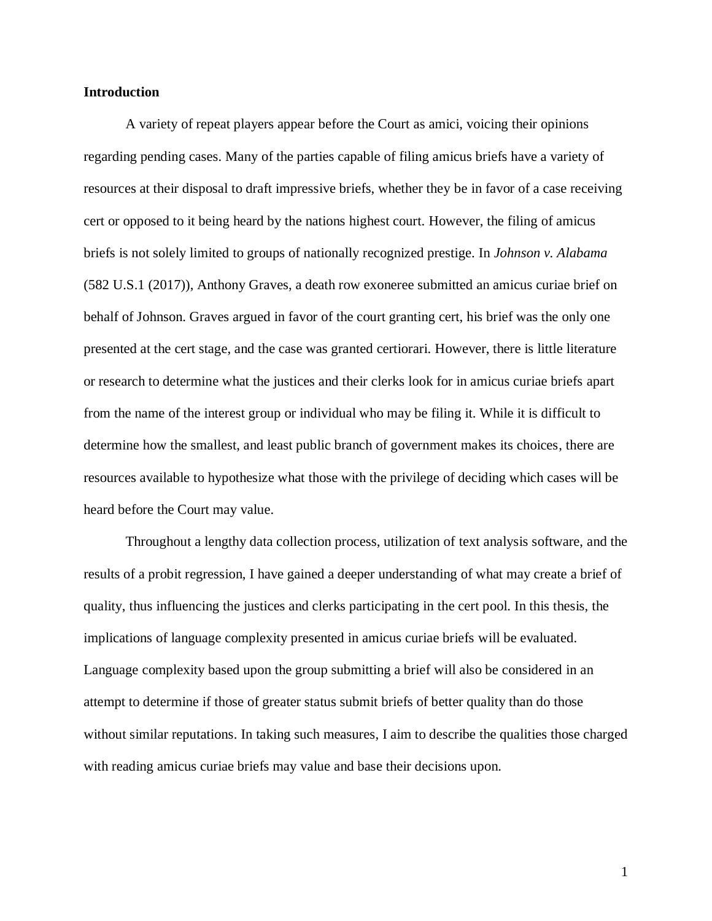**Introduction**

A variety of repeat players appear before the Court as amici, voicing their opinions regarding pending cases. Many of the parties capable of filing amicus briefs have a variety of resources at their disposal to draft impressive briefs, whether they be in favor of a case receiving cert or opposed to it being heard by the nations highest court. However, the filing of amicus briefs is not solely limited to groups of nationally recognized prestige. In *Johnson v. Alabama* (582 U.S.1 (2017)), Anthony Graves, a death row exoneree submitted an amicus curiae brief on behalf of Johnson. Graves argued in favor of the court granting cert, his brief was the only one presented at the cert stage, and the case was granted certiorari. However, there is little literature or research to determine what the justices and their clerks look for in amicus curiae briefs apart from the name of the interest group or individual who may be filing it. While it is difficult to determine how the smallest, and least public branch of government makes its choices, there are resources available to hypothesize what those with the privilege of deciding which cases will be heard before the Court may value.

Throughout a lengthy data collection process, utilization of text analysis software, and the results of a probit regression, I have gained a deeper understanding of what may create a brief of quality, thus influencing the justices and clerks participating in the cert pool. In this thesis, the implications of language complexity presented in amicus curiae briefs will be evaluated. Language complexity based upon the group submitting a brief will also be considered in an attempt to determine if those of greater status submit briefs of better quality than do those without similar reputations. In taking such measures, I aim to describe the qualities those charged with reading amicus curiae briefs may value and base their decisions upon.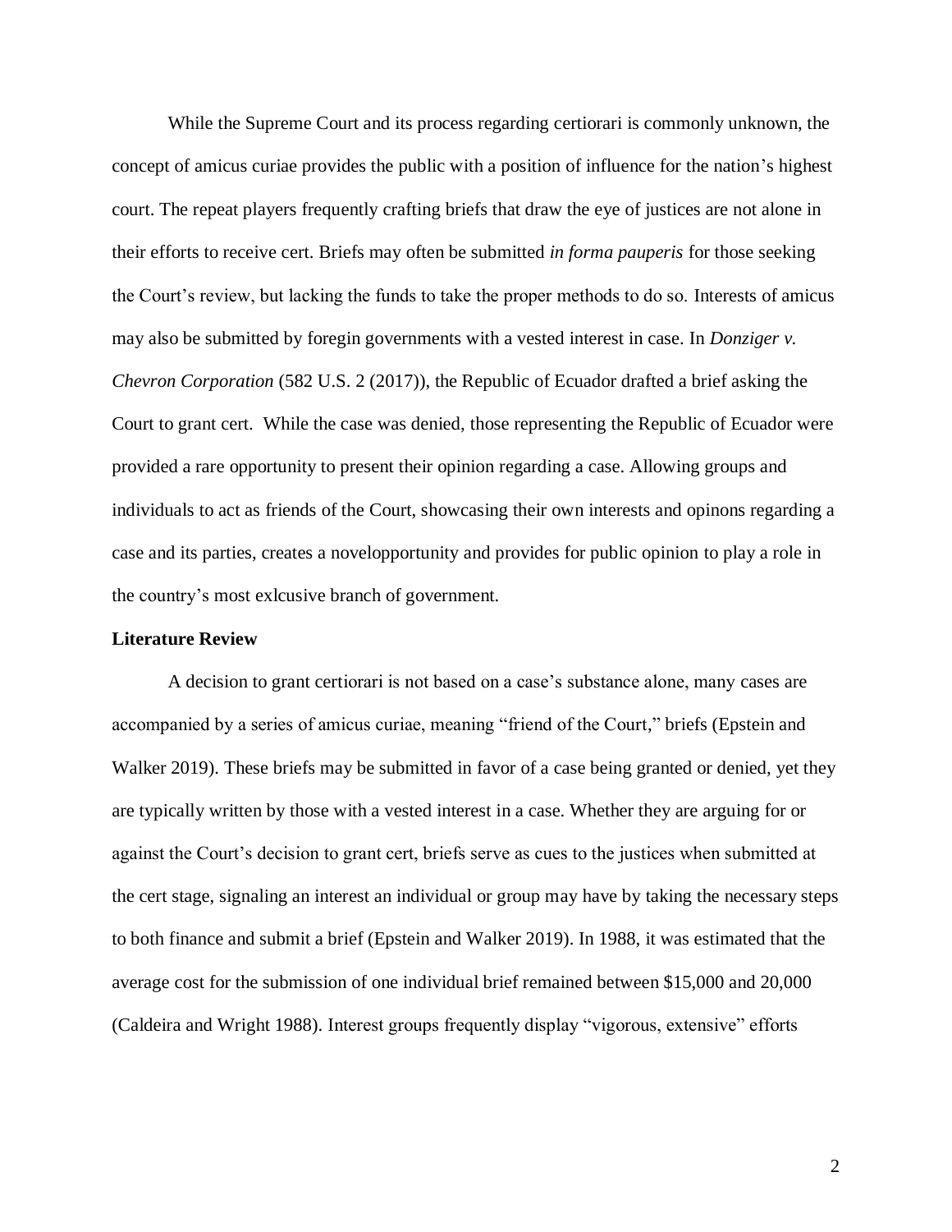While the Supreme Court and its process regarding certiorari is commonly unknown, the concept of amicus curiae provides the public with a position of influence for the nation's highest court. The repeat players frequently crafting briefs that draw the eye of justices are not alone in their efforts to receive cert. Briefs may often be submitted *in forma pauperis* for those seeking the Court's review, but lacking the funds to take the proper methods to do so. Interests of amicus may also be submitted by foregin governments with a vested interest in case. In *Donziger v. Chevron Corporation* (582 U.S. 2 (2017)), the Republic of Ecuador drafted a brief asking the Court to grant cert. While the case was denied, those representing the Republic of Ecuador were provided a rare opportunity to present their opinion regarding a case. Allowing groups and individuals to act as friends of the Court, showcasing their own interests and opinons regarding a case and its parties, creates a novelopportunity and provides for public opinion to play a role in the country's most exlcusive branch of government.

**Literature Review**

A decision to grant certiorari is not based on a case's substance alone, many cases are accompanied by a series of amicus curiae, meaning "friend of the Court," briefs (Epstein and Walker 2019). These briefs may be submitted in favor of a case being granted or denied, yet they are typically written by those with a vested interest in a case. Whether they are arguing for or against the Court's decision to grant cert, briefs serve as cues to the justices when submitted at the cert stage, signaling an interest an individual or group may have by taking the necessary steps to both finance and submit a brief (Epstein and Walker 2019). In 1988, it was estimated that the average cost for the submission of one individual brief remained between $15,000 and 20,000 (Caldeira and Wright 1988). Interest groups frequently display "vigorous, extensive" efforts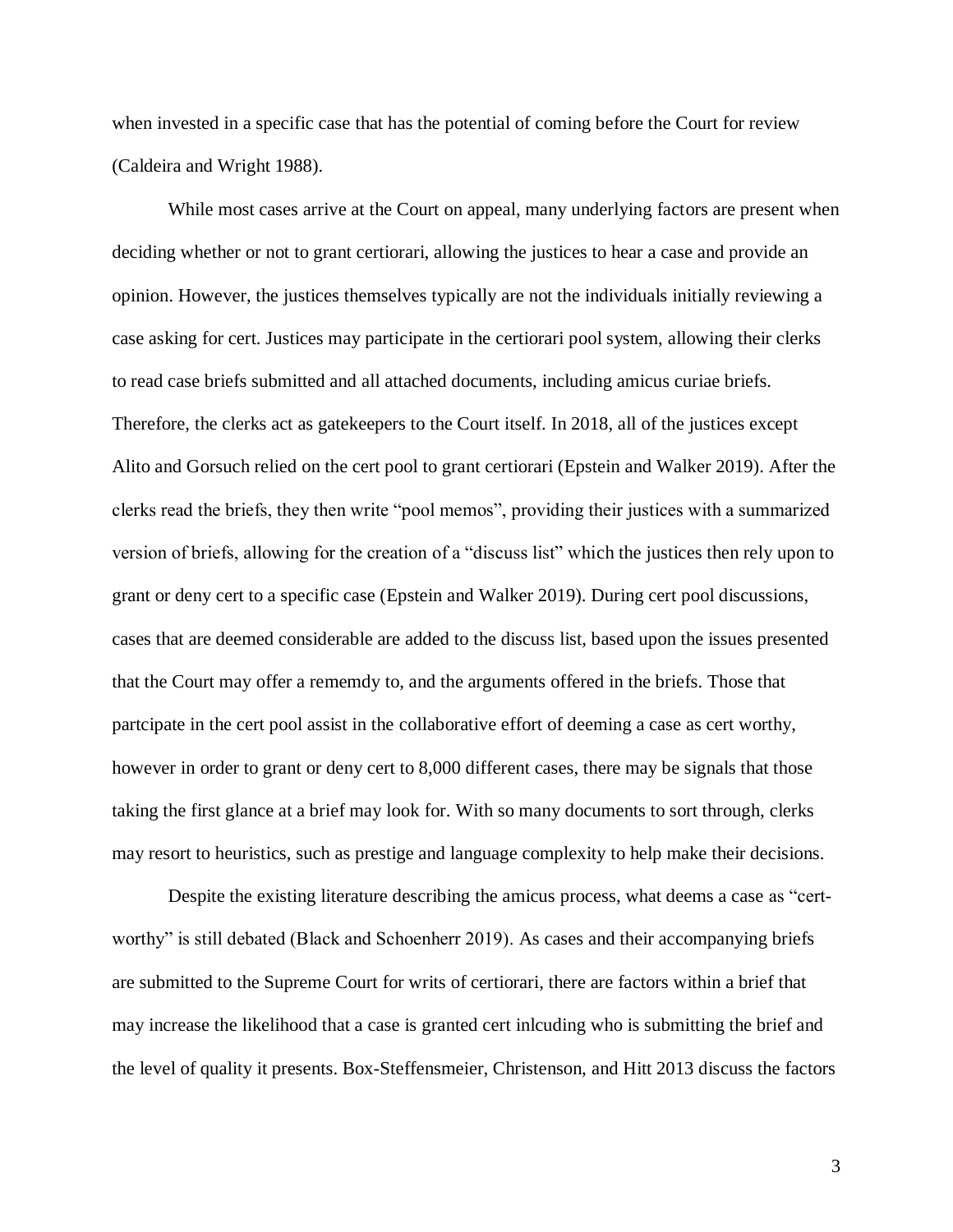when invested in a specific case that has the potential of coming before the Court for review (Caldeira and Wright 1988).

While most cases arrive at the Court on appeal, many underlying factors are present when deciding whether or not to grant certiorari, allowing the justices to hear a case and provide an opinion. However, the justices themselves typically are not the individuals initially reviewing a case asking for cert. Justices may participate in the certiorari pool system, allowing their clerks to read case briefs submitted and all attached documents, including amicus curiae briefs. Therefore, the clerks act as gatekeepers to the Court itself. In 2018, all of the justices except Alito and Gorsuch relied on the cert pool to grant certiorari (Epstein and Walker 2019). After the clerks read the briefs, they then write "pool memos", providing their justices with a summarized version of briefs, allowing for the creation of a "discuss list" which the justices then rely upon to grant or deny cert to a specific case (Epstein and Walker 2019). During cert pool discussions, cases that are deemed considerable are added to the discuss list, based upon the issues presented that the Court may offer a rememdy to, and the arguments offered in the briefs. Those that partcipate in the cert pool assist in the collaborative effort of deeming a case as cert worthy, however in order to grant or deny cert to 8,000 different cases, there may be signals that those taking the first glance at a brief may look for. With so many documents to sort through, clerks may resort to heuristics, such as prestige and language complexity to help make their decisions.

Despite the existing literature describing the amicus process, what deems a case as "cert-worthy" is still debated (Black and Schoenherr 2019). As cases and their accompanying briefs are submitted to the Supreme Court for writs of certiorari, there are factors within a brief that may increase the likelihood that a case is granted cert inlcuding who is submitting the brief and the level of quality it presents. Box-Steffensmeier, Christenson, and Hitt 2013 discuss the factors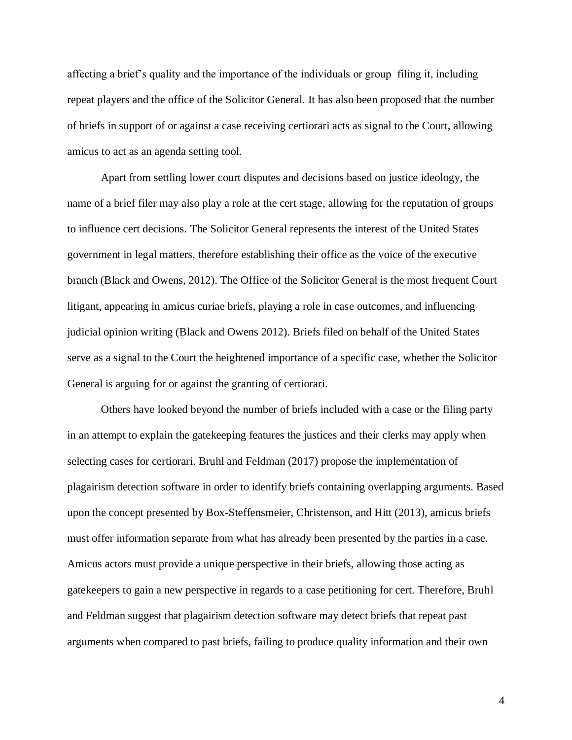affecting a brief's quality and the importance of the individuals or group filing it, including repeat players and the office of the Solicitor General. It has also been proposed that the number of briefs in support of or against a case receiving certiorari acts as signal to the Court, allowing amicus to act as an agenda setting tool.

Apart from settling lower court disputes and decisions based on justice ideology, the name of a brief filer may also play a role at the cert stage, allowing for the reputation of groups to influence cert decisions. The Solicitor General represents the interest of the United States government in legal matters, therefore establishing their office as the voice of the executive branch (Black and Owens, 2012). The Office of the Solicitor General is the most frequent Court litigant, appearing in amicus curiae briefs, playing a role in case outcomes, and influencing judicial opinion writing (Black and Owens 2012). Briefs filed on behalf of the United States serve as a signal to the Court the heightened importance of a specific case, whether the Solicitor General is arguing for or against the granting of certiorari.

Others have looked beyond the number of briefs included with a case or the filing party in an attempt to explain the gatekeeping features the justices and their clerks may apply when selecting cases for certiorari. Bruhl and Feldman (2017) propose the implementation of plagairism detection software in order to identify briefs containing overlapping arguments. Based upon the concept presented by Box-Steffensmeier, Christenson, and Hitt (2013), amicus briefs must offer information separate from what has already been presented by the parties in a case. Amicus actors must provide a unique perspective in their briefs, allowing those acting as gatekeepers to gain a new perspective in regards to a case petitioning for cert. Therefore, Bruhl and Feldman suggest that plagairism detection software may detect briefs that repeat past arguments when compared to past briefs, failing to produce quality information and their own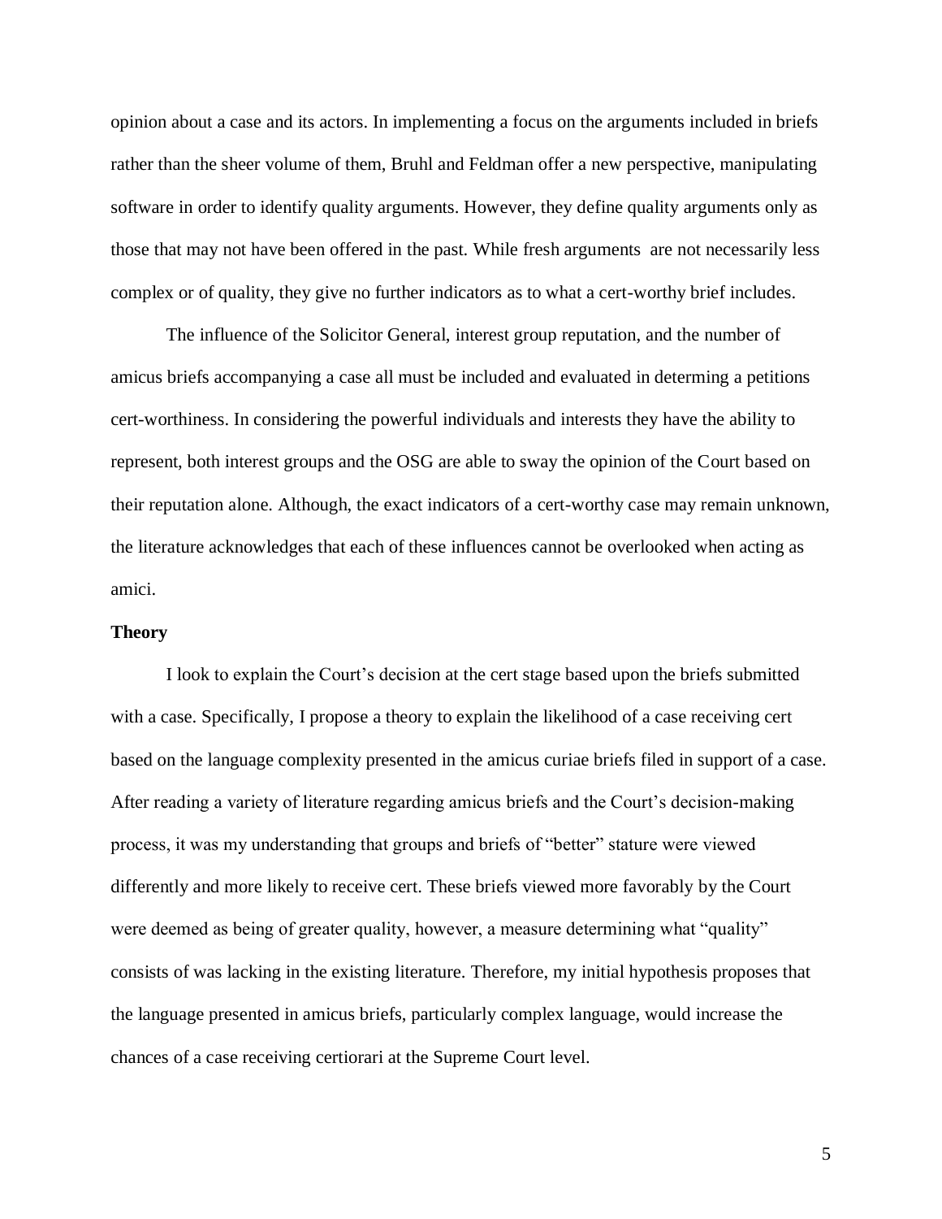opinion about a case and its actors. In implementing a focus on the arguments included in briefs rather than the sheer volume of them, Bruhl and Feldman offer a new perspective, manipulating software in order to identify quality arguments. However, they define quality arguments only as those that may not have been offered in the past. While fresh arguments are not necessarily less complex or of quality, they give no further indicators as to what a cert-worthy brief includes.

The influence of the Solicitor General, interest group reputation, and the number of amicus briefs accompanying a case all must be included and evaluated in determing a petitions cert-worthiness. In considering the powerful individuals and interests they have the ability to represent, both interest groups and the OSG are able to sway the opinion of the Court based on their reputation alone. Although, the exact indicators of a cert-worthy case may remain unknown, the literature acknowledges that each of these influences cannot be overlooked when acting as amici.

**Theory**

I look to explain the Court's decision at the cert stage based upon the briefs submitted with a case. Specifically, I propose a theory to explain the likelihood of a case receiving cert based on the language complexity presented in the amicus curiae briefs filed in support of a case. After reading a variety of literature regarding amicus briefs and the Court's decision-making process, it was my understanding that groups and briefs of "better" stature were viewed differently and more likely to receive cert. These briefs viewed more favorably by the Court were deemed as being of greater quality, however, a measure determining what "quality" consists of was lacking in the existing literature. Therefore, my initial hypothesis proposes that the language presented in amicus briefs, particularly complex language, would increase the chances of a case receiving certiorari at the Supreme Court level.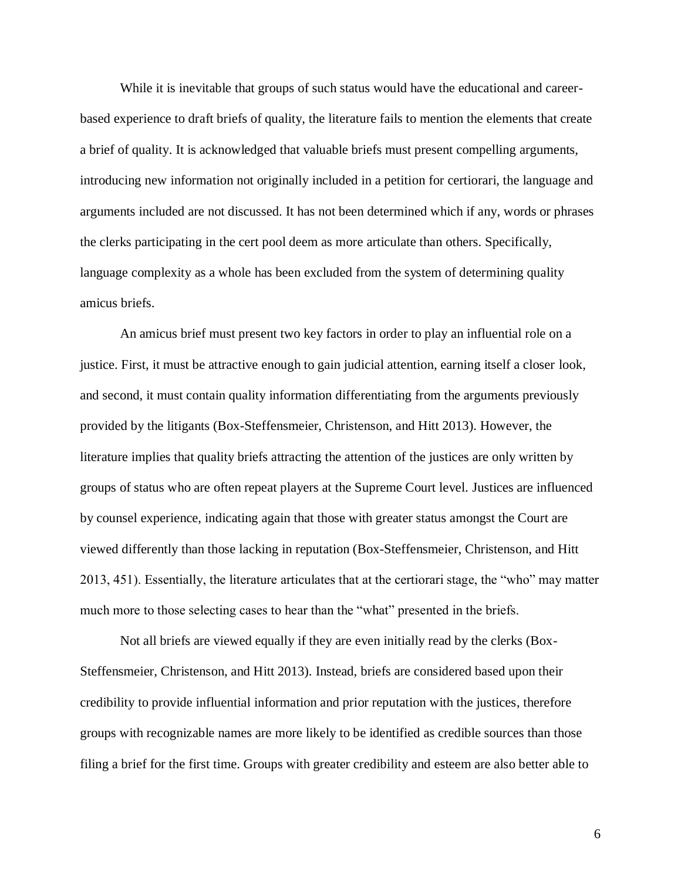While it is inevitable that groups of such status would have the educational and career-based experience to draft briefs of quality, the literature fails to mention the elements that create a brief of quality. It is acknowledged that valuable briefs must present compelling arguments, introducing new information not originally included in a petition for certiorari, the language and arguments included are not discussed. It has not been determined which if any, words or phrases the clerks participating in the cert pool deem as more articulate than others. Specifically, language complexity as a whole has been excluded from the system of determining quality amicus briefs.

An amicus brief must present two key factors in order to play an influential role on a justice. First, it must be attractive enough to gain judicial attention, earning itself a closer look, and second, it must contain quality information differentiating from the arguments previously provided by the litigants (Box-Steffensmeier, Christenson, and Hitt 2013). However, the literature implies that quality briefs attracting the attention of the justices are only written by groups of status who are often repeat players at the Supreme Court level. Justices are influenced by counsel experience, indicating again that those with greater status amongst the Court are viewed differently than those lacking in reputation (Box-Steffensmeier, Christenson, and Hitt 2013, 451). Essentially, the literature articulates that at the certiorari stage, the "who" may matter much more to those selecting cases to hear than the "what" presented in the briefs.

Not all briefs are viewed equally if they are even initially read by the clerks (Box-Steffensmeier, Christenson, and Hitt 2013). Instead, briefs are considered based upon their credibility to provide influential information and prior reputation with the justices, therefore groups with recognizable names are more likely to be identified as credible sources than those filing a brief for the first time. Groups with greater credibility and esteem are also better able to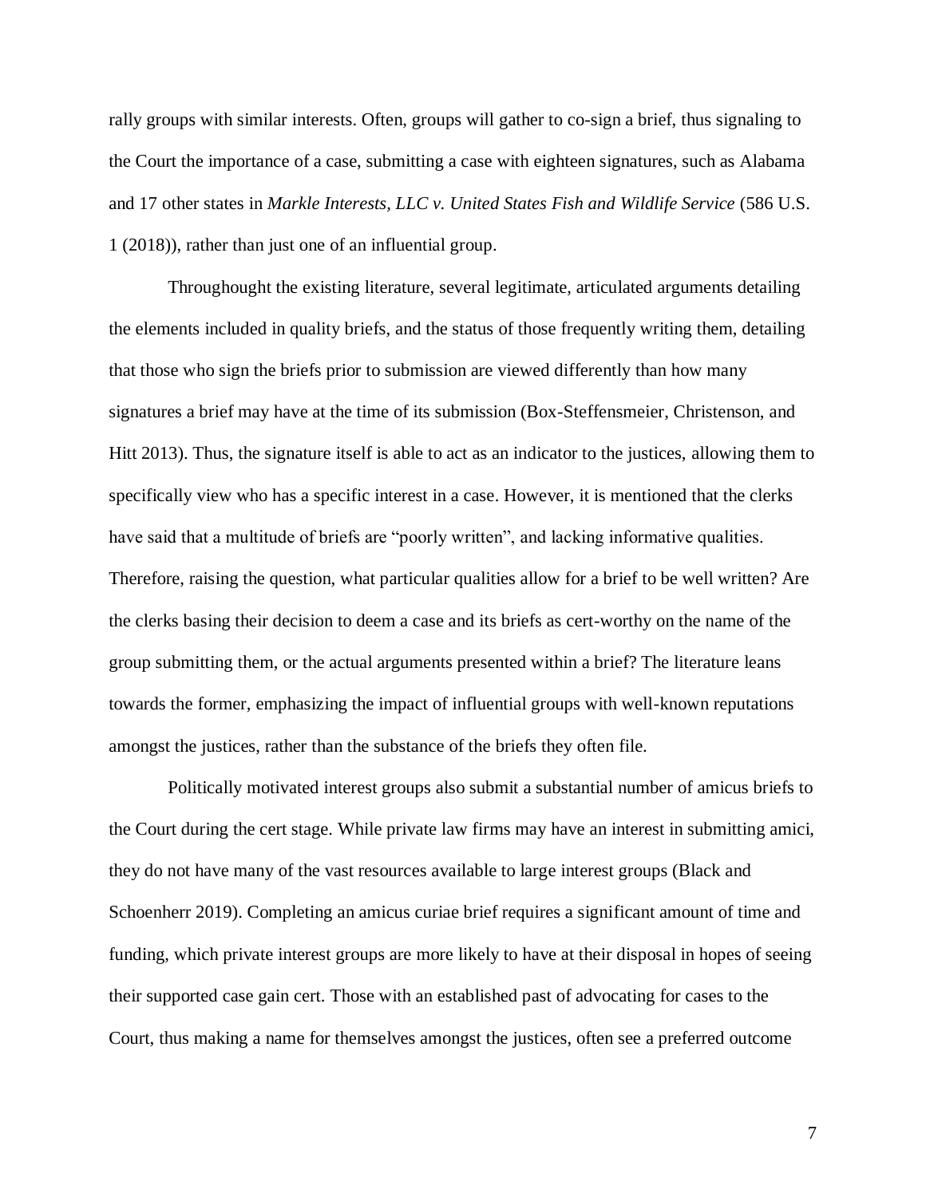rally groups with similar interests. Often, groups will gather to co-sign a brief, thus signaling to the Court the importance of a case, submitting a case with eighteen signatures, such as Alabama and 17 other states in *Markle Interests, LLC v. United States Fish and Wildlife Service* (586 U.S. 1 (2018)), rather than just one of an influential group.

Throughought the existing literature, several legitimate, articulated arguments detailing the elements included in quality briefs, and the status of those frequently writing them, detailing that those who sign the briefs prior to submission are viewed differently than how many signatures a brief may have at the time of its submission (Box-Steffensmeier, Christenson, and Hitt 2013). Thus, the signature itself is able to act as an indicator to the justices, allowing them to specifically view who has a specific interest in a case. However, it is mentioned that the clerks have said that a multitude of briefs are "poorly written", and lacking informative qualities. Therefore, raising the question, what particular qualities allow for a brief to be well written? Are the clerks basing their decision to deem a case and its briefs as cert-worthy on the name of the group submitting them, or the actual arguments presented within a brief? The literature leans towards the former, emphasizing the impact of influential groups with well-known reputations amongst the justices, rather than the substance of the briefs they often file.

Politically motivated interest groups also submit a substantial number of amicus briefs to the Court during the cert stage. While private law firms may have an interest in submitting amici, they do not have many of the vast resources available to large interest groups (Black and Schoenherr 2019). Completing an amicus curiae brief requires a significant amount of time and funding, which private interest groups are more likely to have at their disposal in hopes of seeing their supported case gain cert. Those with an established past of advocating for cases to the Court, thus making a name for themselves amongst the justices, often see a preferred outcome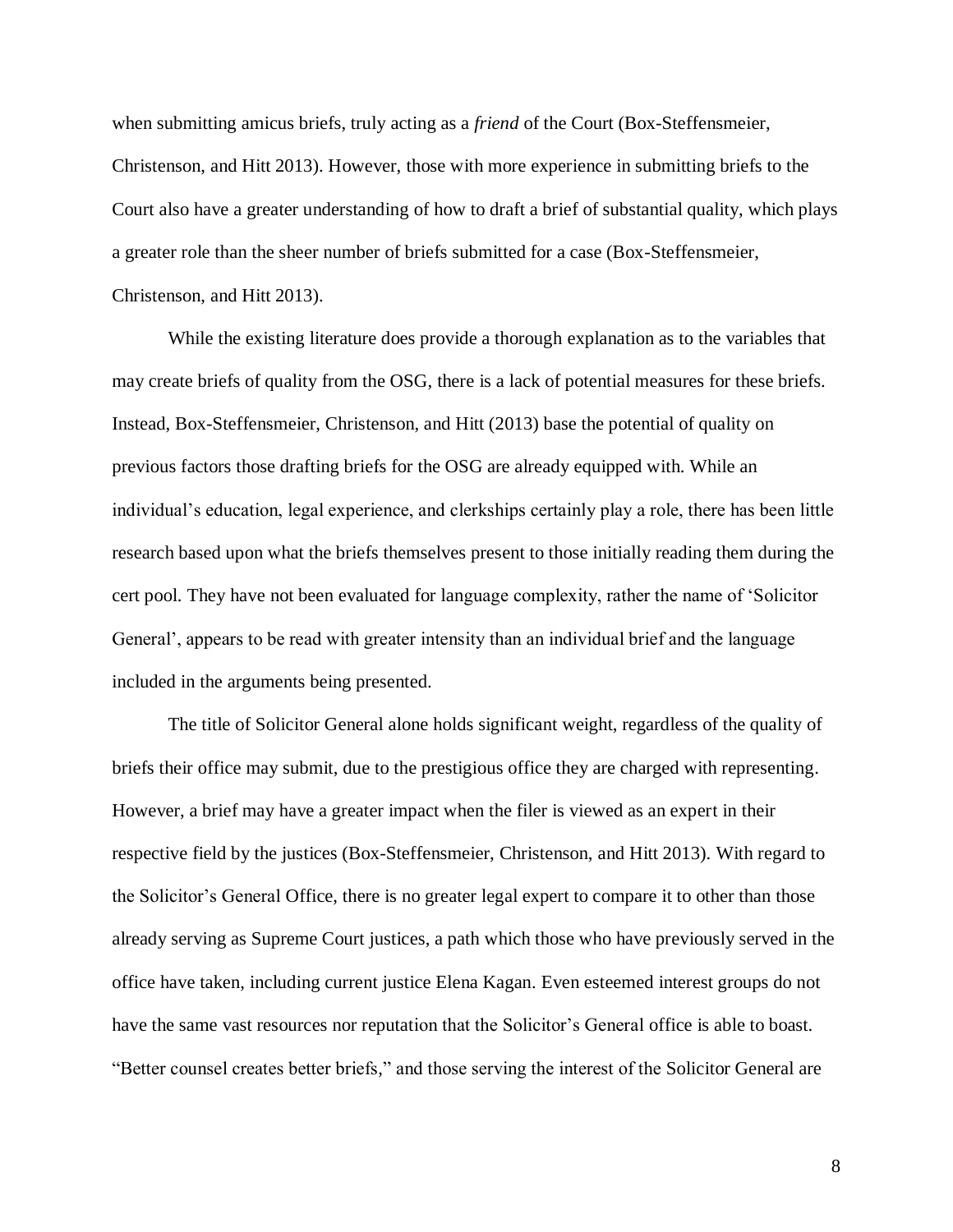when submitting amicus briefs, truly acting as a *friend* of the Court (Box-Steffensmeier, Christenson, and Hitt 2013). However, those with more experience in submitting briefs to the Court also have a greater understanding of how to draft a brief of substantial quality, which plays a greater role than the sheer number of briefs submitted for a case (Box-Steffensmeier, Christenson, and Hitt 2013).

While the existing literature does provide a thorough explanation as to the variables that may create briefs of quality from the OSG, there is a lack of potential measures for these briefs. Instead, Box-Steffensmeier, Christenson, and Hitt (2013) base the potential of quality on previous factors those drafting briefs for the OSG are already equipped with. While an individual's education, legal experience, and clerkships certainly play a role, there has been little research based upon what the briefs themselves present to those initially reading them during the cert pool. They have not been evaluated for language complexity, rather the name of 'Solicitor General', appears to be read with greater intensity than an individual brief and the language included in the arguments being presented.

The title of Solicitor General alone holds significant weight, regardless of the quality of briefs their office may submit, due to the prestigious office they are charged with representing. However, a brief may have a greater impact when the filer is viewed as an expert in their respective field by the justices (Box-Steffensmeier, Christenson, and Hitt 2013). With regard to the Solicitor's General Office, there is no greater legal expert to compare it to other than those already serving as Supreme Court justices, a path which those who have previously served in the office have taken, including current justice Elena Kagan. Even esteemed interest groups do not have the same vast resources nor reputation that the Solicitor's General office is able to boast. "Better counsel creates better briefs," and those serving the interest of the Solicitor General are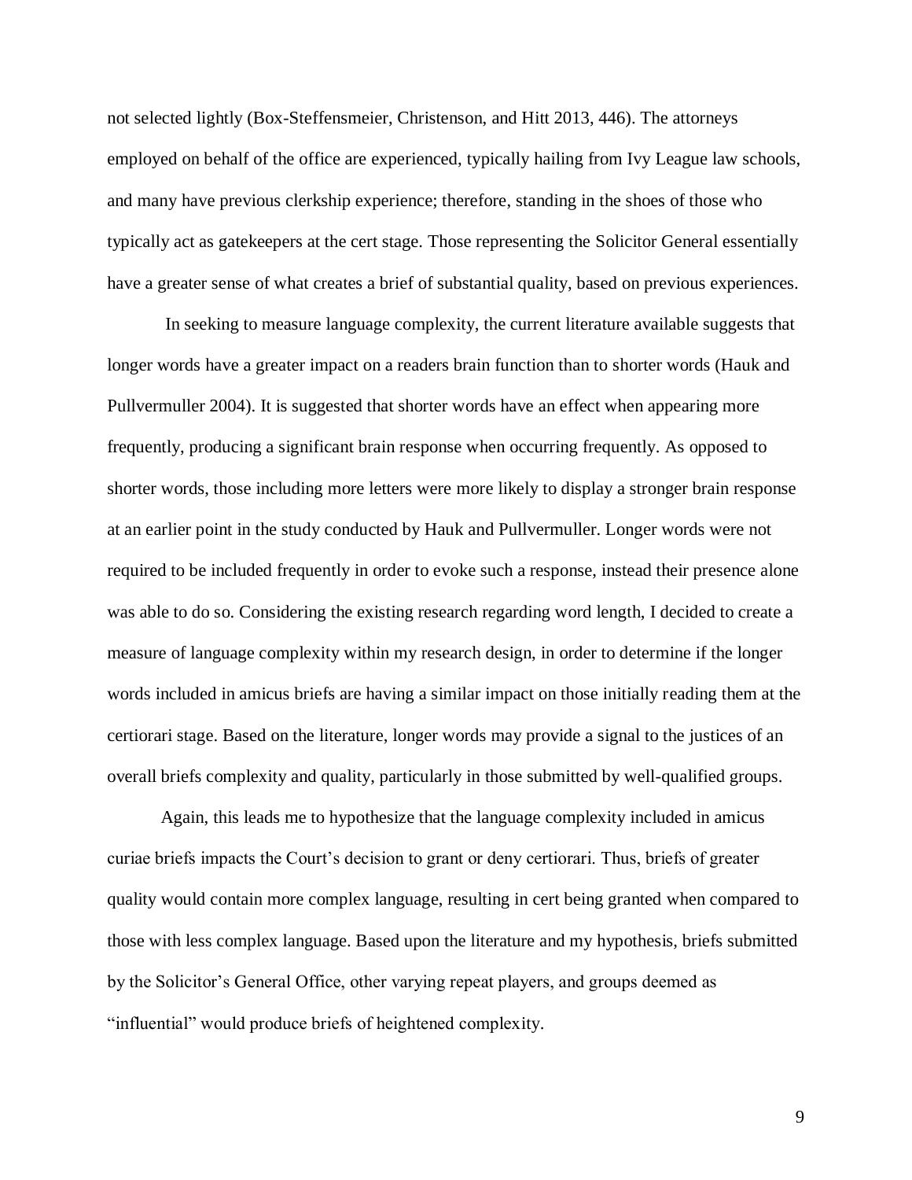not selected lightly (Box-Steffensmeier, Christenson, and Hitt 2013, 446). The attorneys employed on behalf of the office are experienced, typically hailing from Ivy League law schools, and many have previous clerkship experience; therefore, standing in the shoes of those who typically act as gatekeepers at the cert stage. Those representing the Solicitor General essentially have a greater sense of what creates a brief of substantial quality, based on previous experiences.

In seeking to measure language complexity, the current literature available suggests that longer words have a greater impact on a readers brain function than to shorter words (Hauk and Pullvermuller 2004). It is suggested that shorter words have an effect when appearing more frequently, producing a significant brain response when occurring frequently. As opposed to shorter words, those including more letters were more likely to display a stronger brain response at an earlier point in the study conducted by Hauk and Pullvermuller. Longer words were not required to be included frequently in order to evoke such a response, instead their presence alone was able to do so. Considering the existing research regarding word length, I decided to create a measure of language complexity within my research design, in order to determine if the longer words included in amicus briefs are having a similar impact on those initially reading them at the certiorari stage. Based on the literature, longer words may provide a signal to the justices of an overall briefs complexity and quality, particularly in those submitted by well-qualified groups.

Again, this leads me to hypothesize that the language complexity included in amicus curiae briefs impacts the Court's decision to grant or deny certiorari. Thus, briefs of greater quality would contain more complex language, resulting in cert being granted when compared to those with less complex language. Based upon the literature and my hypothesis, briefs submitted by the Solicitor's General Office, other varying repeat players, and groups deemed as "influential" would produce briefs of heightened complexity.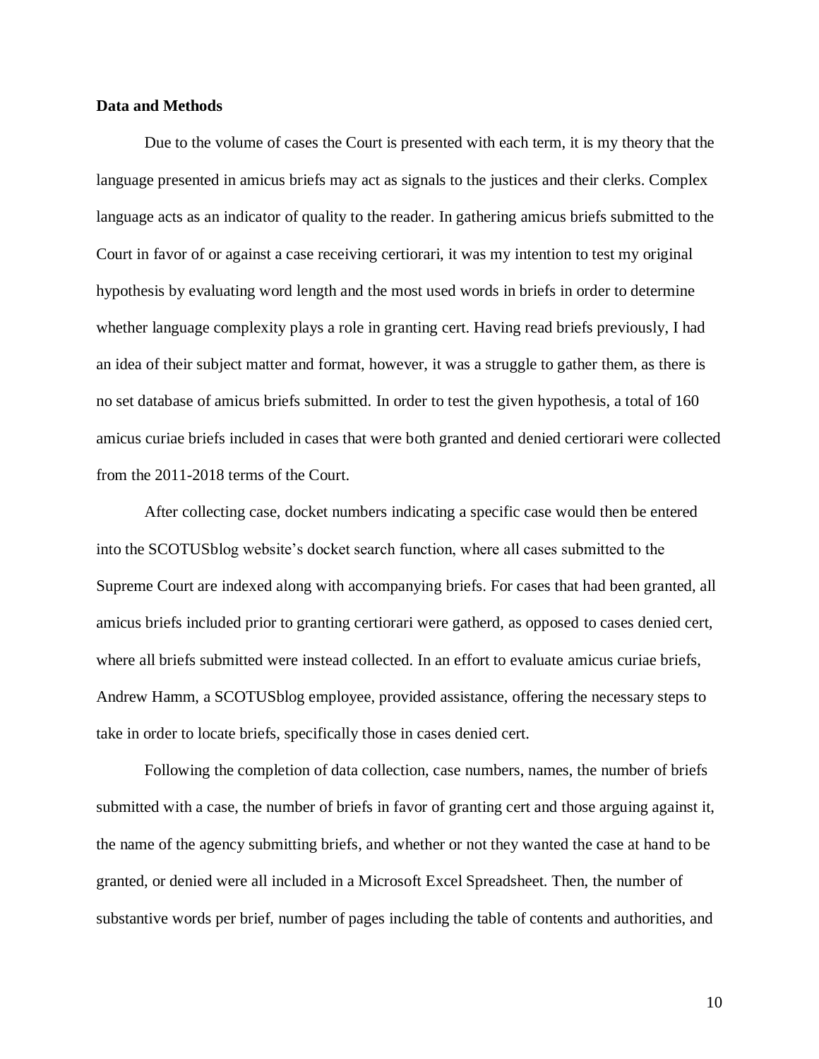**Data and Methods**

Due to the volume of cases the Court is presented with each term, it is my theory that the language presented in amicus briefs may act as signals to the justices and their clerks. Complex language acts as an indicator of quality to the reader. In gathering amicus briefs submitted to the Court in favor of or against a case receiving certiorari, it was my intention to test my original hypothesis by evaluating word length and the most used words in briefs in order to determine whether language complexity plays a role in granting cert. Having read briefs previously, I had an idea of their subject matter and format, however, it was a struggle to gather them, as there is no set database of amicus briefs submitted. In order to test the given hypothesis, a total of 160 amicus curiae briefs included in cases that were both granted and denied certiorari were collected from the 2011-2018 terms of the Court.

After collecting case, docket numbers indicating a specific case would then be entered into the SCOTUSblog website's docket search function, where all cases submitted to the Supreme Court are indexed along with accompanying briefs. For cases that had been granted, all amicus briefs included prior to granting certiorari were gatherd, as opposed to cases denied cert, where all briefs submitted were instead collected. In an effort to evaluate amicus curiae briefs, Andrew Hamm, a SCOTUSblog employee, provided assistance, offering the necessary steps to take in order to locate briefs, specifically those in cases denied cert.

Following the completion of data collection, case numbers, names, the number of briefs submitted with a case, the number of briefs in favor of granting cert and those arguing against it, the name of the agency submitting briefs, and whether or not they wanted the case at hand to be granted, or denied were all included in a Microsoft Excel Spreadsheet. Then, the number of substantive words per brief, number of pages including the table of contents and authorities, and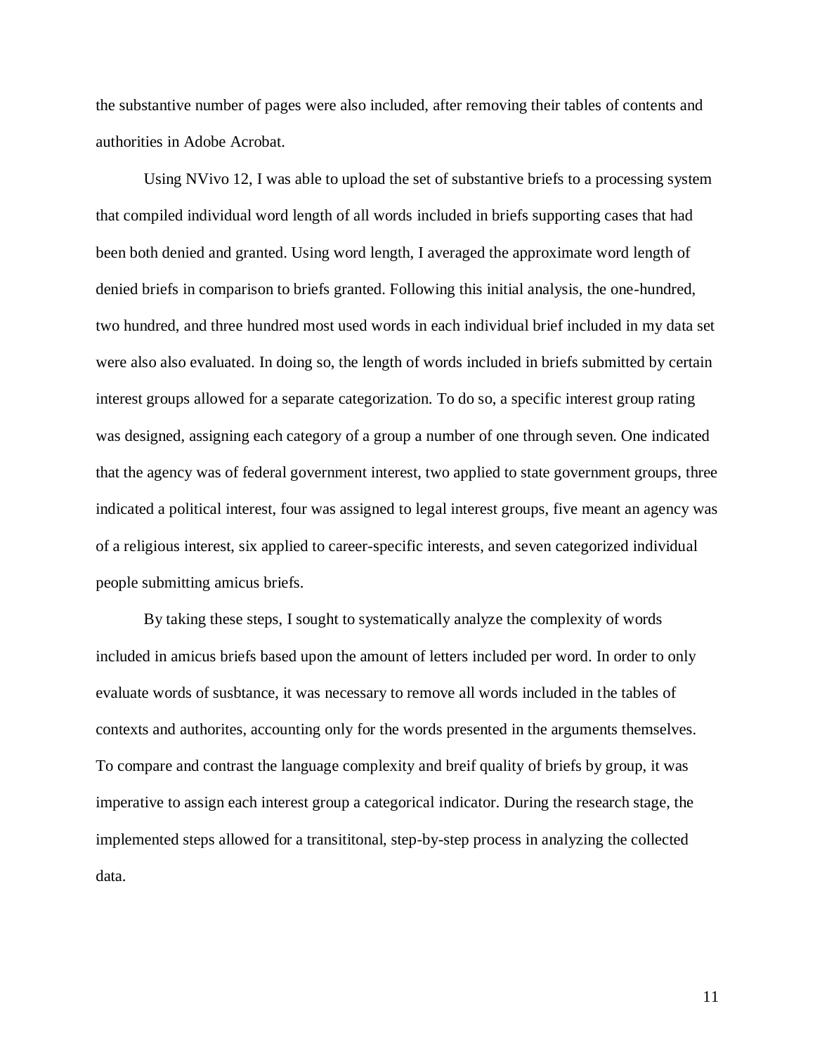the substantive number of pages were also included, after removing their tables of contents and authorities in Adobe Acrobat.

Using NVivo 12, I was able to upload the set of substantive briefs to a processing system that compiled individual word length of all words included in briefs supporting cases that had been both denied and granted. Using word length, I averaged the approximate word length of denied briefs in comparison to briefs granted. Following this initial analysis, the one-hundred, two hundred, and three hundred most used words in each individual brief included in my data set were also also evaluated. In doing so, the length of words included in briefs submitted by certain interest groups allowed for a separate categorization. To do so, a specific interest group rating was designed, assigning each category of a group a number of one through seven. One indicated that the agency was of federal government interest, two applied to state government groups, three indicated a political interest, four was assigned to legal interest groups, five meant an agency was of a religious interest, six applied to career-specific interests, and seven categorized individual people submitting amicus briefs.

By taking these steps, I sought to systematically analyze the complexity of words included in amicus briefs based upon the amount of letters included per word. In order to only evaluate words of susbtance, it was necessary to remove all words included in the tables of contexts and authorites, accounting only for the words presented in the arguments themselves. To compare and contrast the language complexity and breif quality of briefs by group, it was imperative to assign each interest group a categorical indicator. During the research stage, the implemented steps allowed for a transititonal, step-by-step process in analyzing the collected data.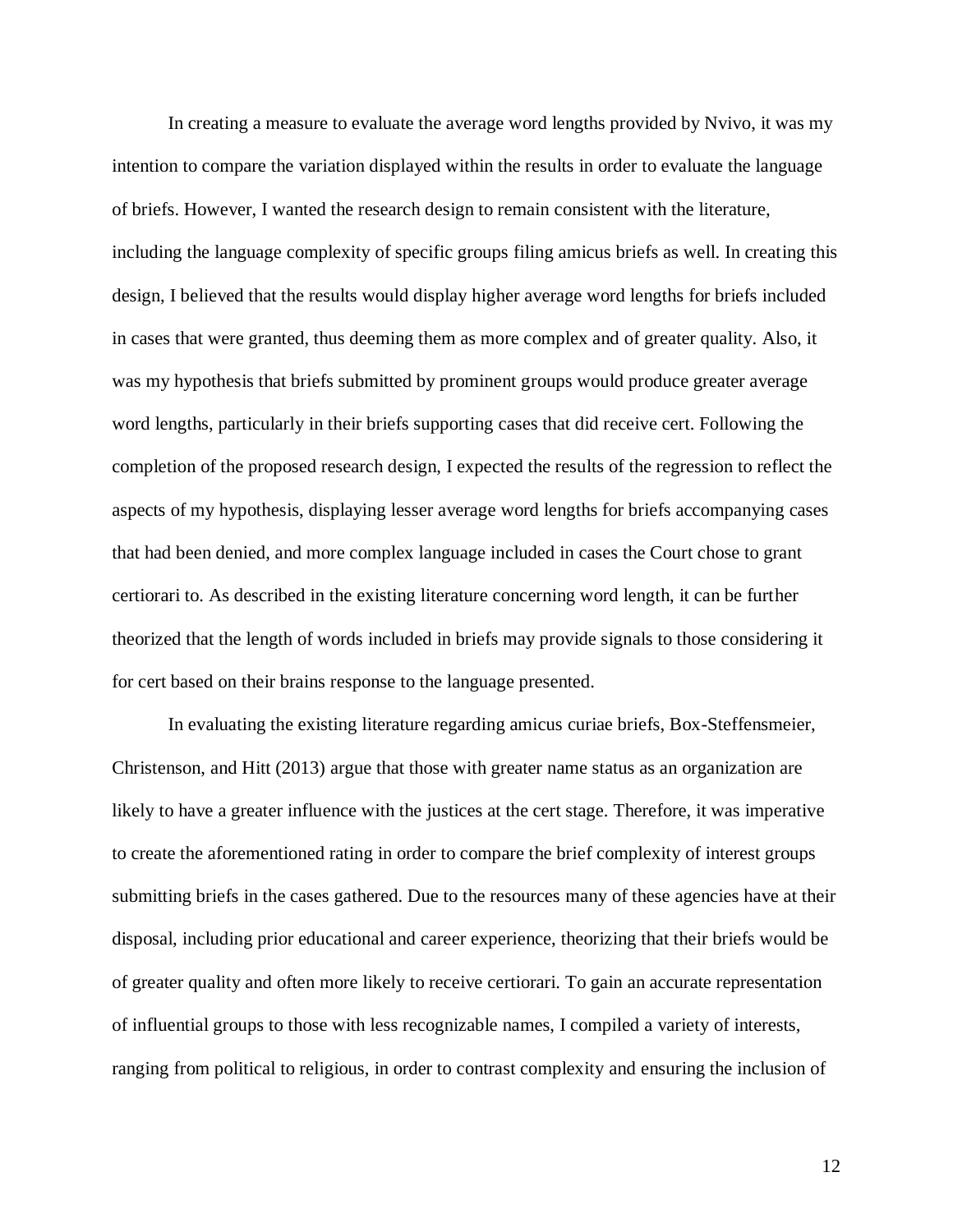In creating a measure to evaluate the average word lengths provided by Nvivo, it was my intention to compare the variation displayed within the results in order to evaluate the language of briefs. However, I wanted the research design to remain consistent with the literature, including the language complexity of specific groups filing amicus briefs as well. In creating this design, I believed that the results would display higher average word lengths for briefs included in cases that were granted, thus deeming them as more complex and of greater quality. Also, it was my hypothesis that briefs submitted by prominent groups would produce greater average word lengths, particularly in their briefs supporting cases that did receive cert. Following the completion of the proposed research design, I expected the results of the regression to reflect the aspects of my hypothesis, displaying lesser average word lengths for briefs accompanying cases that had been denied, and more complex language included in cases the Court chose to grant certiorari to. As described in the existing literature concerning word length, it can be further theorized that the length of words included in briefs may provide signals to those considering it for cert based on their brains response to the language presented.

In evaluating the existing literature regarding amicus curiae briefs, Box-Steffensmeier, Christenson, and Hitt (2013) argue that those with greater name status as an organization are likely to have a greater influence with the justices at the cert stage. Therefore, it was imperative to create the aforementioned rating in order to compare the brief complexity of interest groups submitting briefs in the cases gathered. Due to the resources many of these agencies have at their disposal, including prior educational and career experience, theorizing that their briefs would be of greater quality and often more likely to receive certiorari. To gain an accurate representation of influential groups to those with less recognizable names, I compiled a variety of interests, ranging from political to religious, in order to contrast complexity and ensuring the inclusion of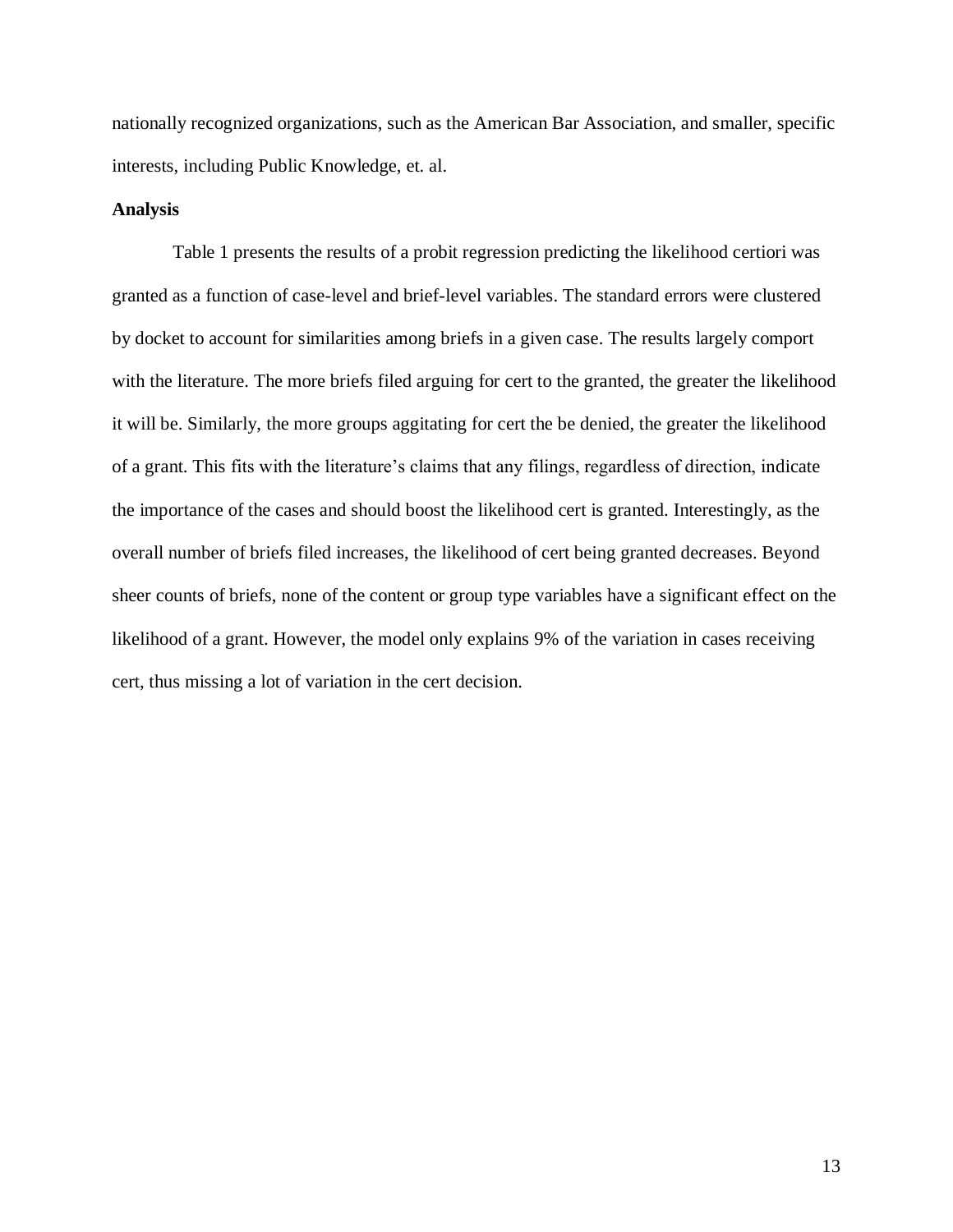nationally recognized organizations, such as the American Bar Association, and smaller, specific interests, including Public Knowledge, et. al.

**Analysis**

Table 1 presents the results of a probit regression predicting the likelihood certiori was granted as a function of case-level and brief-level variables. The standard errors were clustered by docket to account for similarities among briefs in a given case. The results largely comport with the literature. The more briefs filed arguing for cert to the granted, the greater the likelihood it will be. Similarly, the more groups aggitating for cert the be denied, the greater the likelihood of a grant. This fits with the literature's claims that any filings, regardless of direction, indicate the importance of the cases and should boost the likelihood cert is granted. Interestingly, as the overall number of briefs filed increases, the likelihood of cert being granted decreases. Beyond sheer counts of briefs, none of the content or group type variables have a significant effect on the likelihood of a grant. However, the model only explains 9% of the variation in cases receiving cert, thus missing a lot of variation in the cert decision.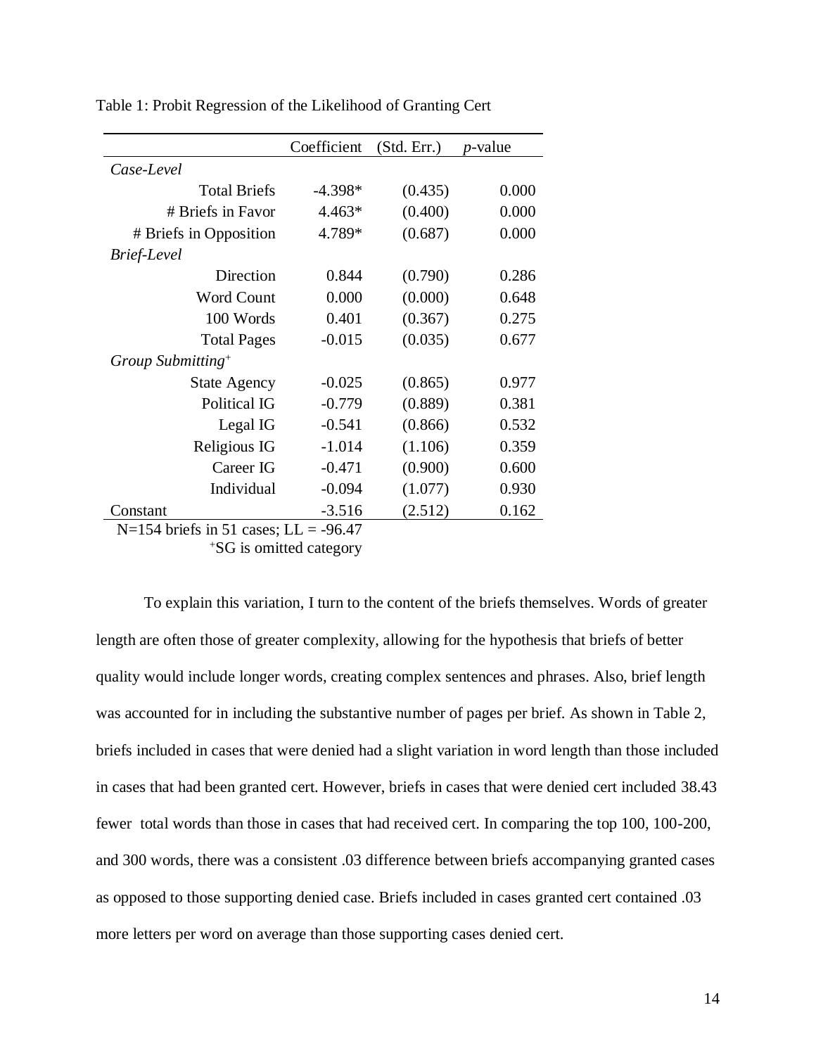Table 1: Probit Regression of the Likelihood of Granting Cert

| | Coefficient | (Std. Err.) | *p*-value |
|---|---|---|---|
| *Case-Level* | | | |
| Total Briefs | -4.398* | (0.435) | 0.000 |
| # Briefs in Favor | 4.463* | (0.400) | 0.000 |
| # Briefs in Opposition | 4.789* | (0.687) | 0.000 |
| *Brief-Level* | | | |
| Direction | 0.844 | (0.790) | 0.286 |
| Word Count | 0.000 | (0.000) | 0.648 |
| 100 Words | 0.401 | (0.367) | 0.275 |
| Total Pages | -0.015 | (0.035) | 0.677 |
| *Group Submitting*⁺ | | | |
| State Agency | -0.025 | (0.865) | 0.977 |
| Political IG | -0.779 | (0.889) | 0.381 |
| Legal IG | -0.541 | (0.866) | 0.532 |
| Religious IG | -1.014 | (1.106) | 0.359 |
| Career IG | -0.471 | (0.900) | 0.600 |
| Individual | -0.094 | (1.077) | 0.930 |
| Constant | -3.516 | (2.512) | 0.162 |

N=154 briefs in 51 cases; LL = -96.47

⁺SG is omitted category

To explain this variation, I turn to the content of the briefs themselves. Words of greater length are often those of greater complexity, allowing for the hypothesis that briefs of better quality would include longer words, creating complex sentences and phrases. Also, brief length was accounted for in including the substantive number of pages per brief. As shown in Table 2, briefs included in cases that were denied had a slight variation in word length than those included in cases that had been granted cert. However, briefs in cases that were denied cert included 38.43 fewer total words than those in cases that had received cert. In comparing the top 100, 100-200, and 300 words, there was a consistent .03 difference between briefs accompanying granted cases as opposed to those supporting denied case. Briefs included in cases granted cert contained .03 more letters per word on average than those supporting cases denied cert.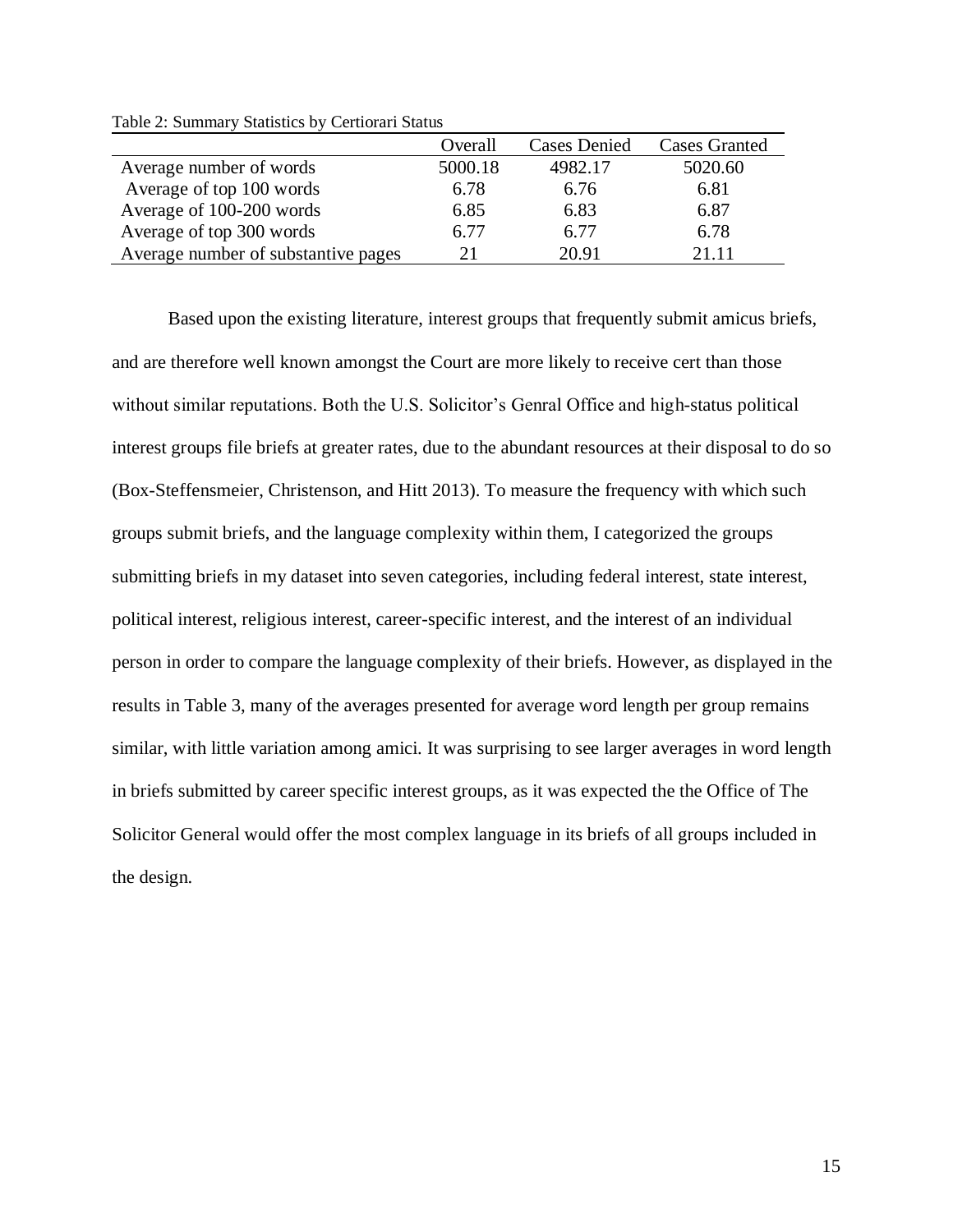Table 2: Summary Statistics by Certiorari Status

| | Overall | Cases Denied | Cases Granted |
|---|---|---|---|
| Average number of words | 5000.18 | 4982.17 | 5020.60 |
| Average of top 100 words | 6.78 | 6.76 | 6.81 |
| Average of 100-200 words | 6.85 | 6.83 | 6.87 |
| Average of top 300 words | 6.77 | 6.77 | 6.78 |
| Average number of substantive pages | 21 | 20.91 | 21.11 |

Based upon the existing literature, interest groups that frequently submit amicus briefs, and are therefore well known amongst the Court are more likely to receive cert than those without similar reputations. Both the U.S. Solicitor's Genral Office and high-status political interest groups file briefs at greater rates, due to the abundant resources at their disposal to do so (Box-Steffensmeier, Christenson, and Hitt 2013). To measure the frequency with which such groups submit briefs, and the language complexity within them, I categorized the groups submitting briefs in my dataset into seven categories, including federal interest, state interest, political interest, religious interest, career-specific interest, and the interest of an individual person in order to compare the language complexity of their briefs. However, as displayed in the results in Table 3, many of the averages presented for average word length per group remains similar, with little variation among amici. It was surprising to see larger averages in word length in briefs submitted by career specific interest groups, as it was expected the the Office of The Solicitor General would offer the most complex language in its briefs of all groups included in the design.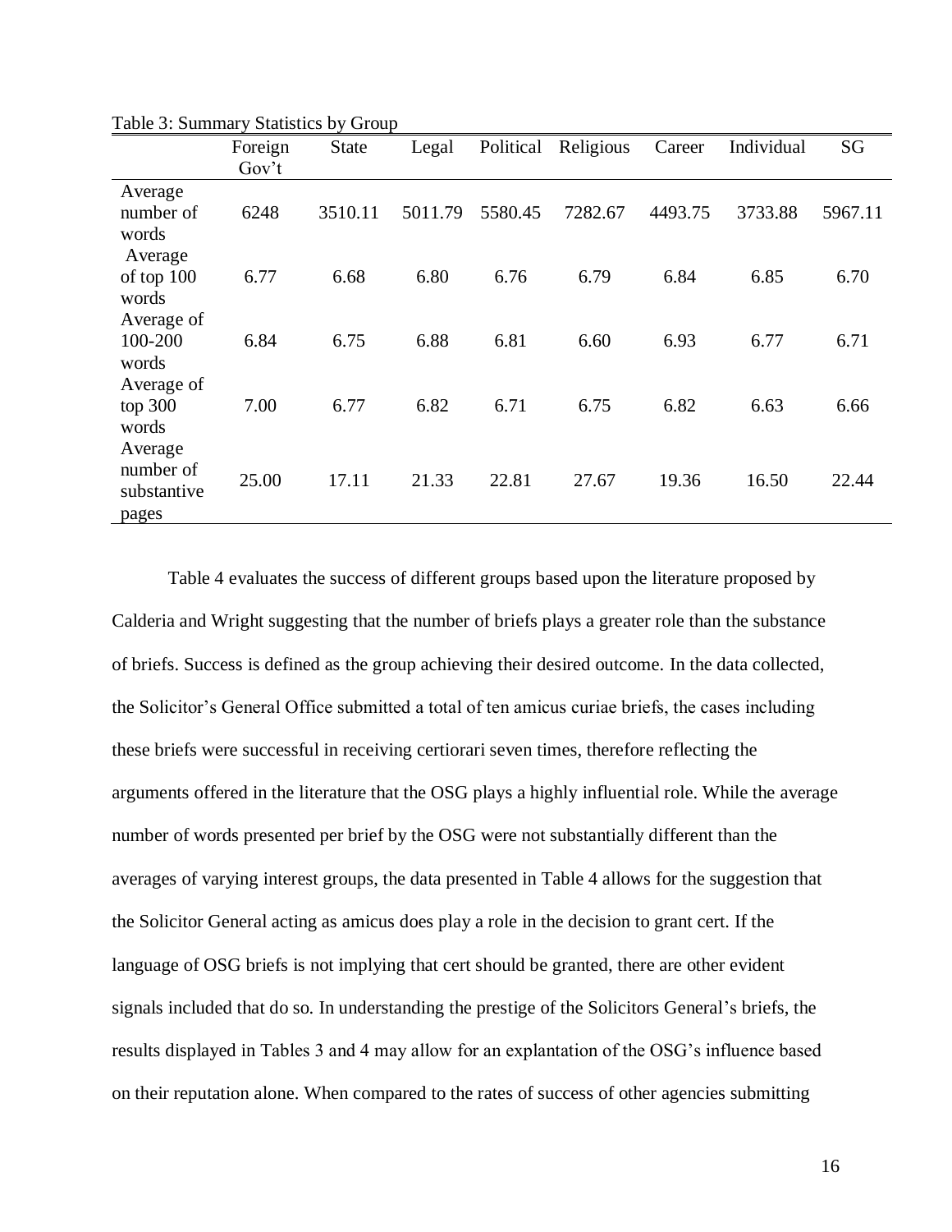Table 3: Summary Statistics by Group

| | Foreign Gov't | State | Legal | Political | Religious | Career | Individual | SG |
|---|---|---|---|---|---|---|---|---|
| Average number of words | 6248 | 3510.11 | 5011.79 | 5580.45 | 7282.67 | 4493.75 | 3733.88 | 5967.11 |
| Average of top 100 words | 6.77 | 6.68 | 6.80 | 6.76 | 6.79 | 6.84 | 6.85 | 6.70 |
| Average of 100-200 words | 6.84 | 6.75 | 6.88 | 6.81 | 6.60 | 6.93 | 6.77 | 6.71 |
| Average of top 300 words | 7.00 | 6.77 | 6.82 | 6.71 | 6.75 | 6.82 | 6.63 | 6.66 |
| Average number of substantive pages | 25.00 | 17.11 | 21.33 | 22.81 | 27.67 | 19.36 | 16.50 | 22.44 |

Table 4 evaluates the success of different groups based upon the literature proposed by Calderia and Wright suggesting that the number of briefs plays a greater role than the substance of briefs. Success is defined as the group achieving their desired outcome. In the data collected, the Solicitor's General Office submitted a total of ten amicus curiae briefs, the cases including these briefs were successful in receiving certiorari seven times, therefore reflecting the arguments offered in the literature that the OSG plays a highly influential role. While the average number of words presented per brief by the OSG were not substantially different than the averages of varying interest groups, the data presented in Table 4 allows for the suggestion that the Solicitor General acting as amicus does play a role in the decision to grant cert. If the language of OSG briefs is not implying that cert should be granted, there are other evident signals included that do so. In understanding the prestige of the Solicitors General's briefs, the results displayed in Tables 3 and 4 may allow for an explantation of the OSG's influence based on their reputation alone. When compared to the rates of success of other agencies submitting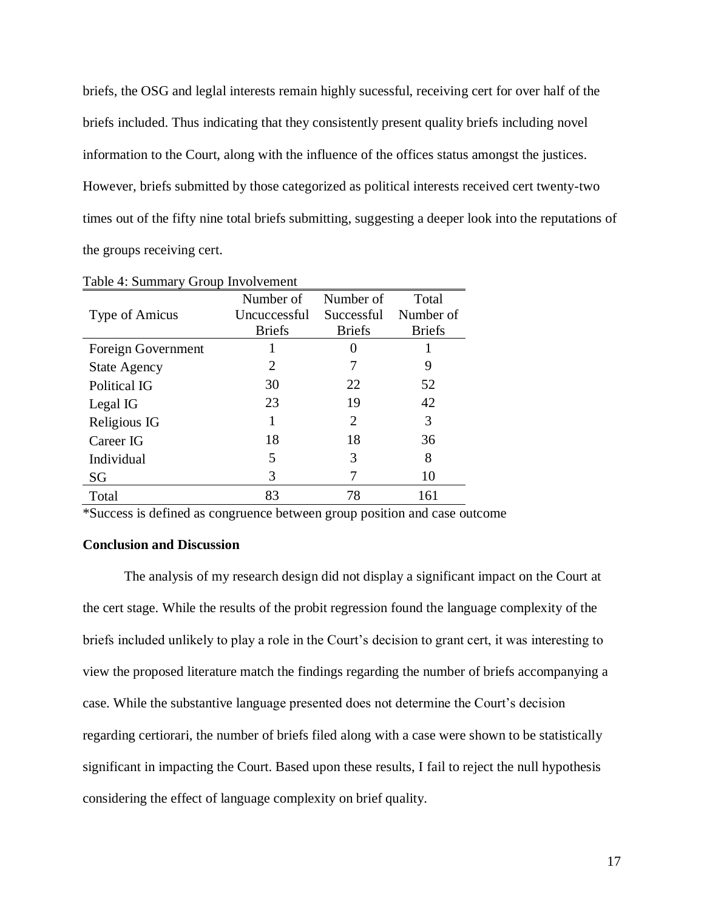briefs, the OSG and leglal interests remain highly sucessful, receiving cert for over half of the briefs included. Thus indicating that they consistently present quality briefs including novel information to the Court, along with the influence of the offices status amongst the justices. However, briefs submitted by those categorized as political interests received cert twenty-two times out of the fifty nine total briefs submitting, suggesting a deeper look into the reputations of the groups receiving cert.

Table 4: Summary Group Involvement

| Type of Amicus | Number of Uncuccessful Briefs | Number of Successful Briefs | Total Number of Briefs |
|---|---|---|---|
| Foreign Government | 1 | 0 | 1 |
| State Agency | 2 | 7 | 9 |
| Political IG | 30 | 22 | 52 |
| Legal IG | 23 | 19 | 42 |
| Religious IG | 1 | 2 | 3 |
| Career IG | 18 | 18 | 36 |
| Individual | 5 | 3 | 8 |
| SG | 3 | 7 | 10 |
| Total | 83 | 78 | 161 |

*Success is defined as congruence between group position and case outcome

**Conclusion and Discussion**

The analysis of my research design did not display a significant impact on the Court at the cert stage. While the results of the probit regression found the language complexity of the briefs included unlikely to play a role in the Court's decision to grant cert, it was interesting to view the proposed literature match the findings regarding the number of briefs accompanying a case. While the substantive language presented does not determine the Court's decision regarding certiorari, the number of briefs filed along with a case were shown to be statistically significant in impacting the Court. Based upon these results, I fail to reject the null hypothesis considering the effect of language complexity on brief quality.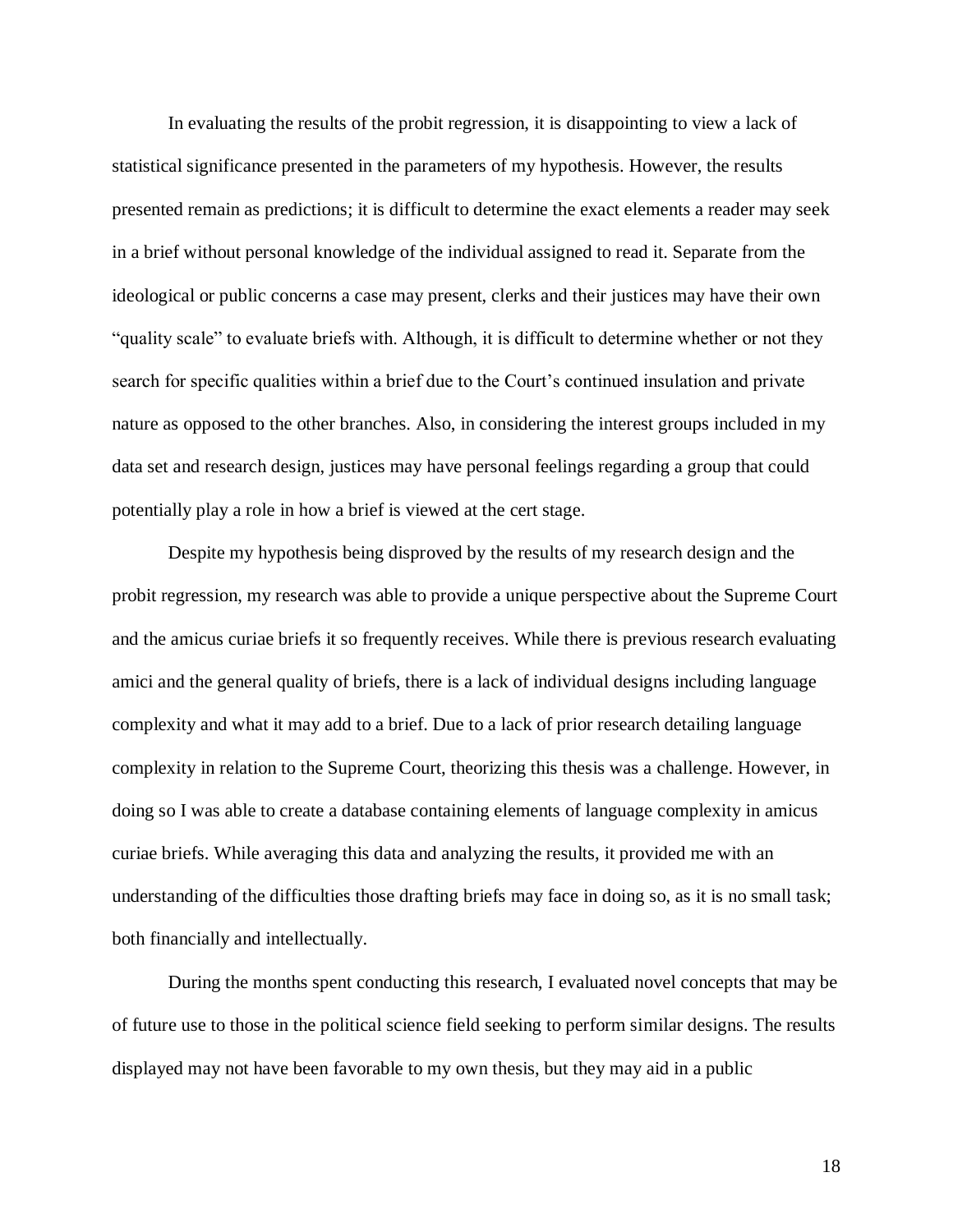In evaluating the results of the probit regression, it is disappointing to view a lack of statistical significance presented in the parameters of my hypothesis. However, the results presented remain as predictions; it is difficult to determine the exact elements a reader may seek in a brief without personal knowledge of the individual assigned to read it. Separate from the ideological or public concerns a case may present, clerks and their justices may have their own "quality scale" to evaluate briefs with. Although, it is difficult to determine whether or not they search for specific qualities within a brief due to the Court's continued insulation and private nature as opposed to the other branches. Also, in considering the interest groups included in my data set and research design, justices may have personal feelings regarding a group that could potentially play a role in how a brief is viewed at the cert stage.

Despite my hypothesis being disproved by the results of my research design and the probit regression, my research was able to provide a unique perspective about the Supreme Court and the amicus curiae briefs it so frequently receives. While there is previous research evaluating amici and the general quality of briefs, there is a lack of individual designs including language complexity and what it may add to a brief. Due to a lack of prior research detailing language complexity in relation to the Supreme Court, theorizing this thesis was a challenge. However, in doing so I was able to create a database containing elements of language complexity in amicus curiae briefs. While averaging this data and analyzing the results, it provided me with an understanding of the difficulties those drafting briefs may face in doing so, as it is no small task; both financially and intellectually.

During the months spent conducting this research, I evaluated novel concepts that may be of future use to those in the political science field seeking to perform similar designs. The results displayed may not have been favorable to my own thesis, but they may aid in a public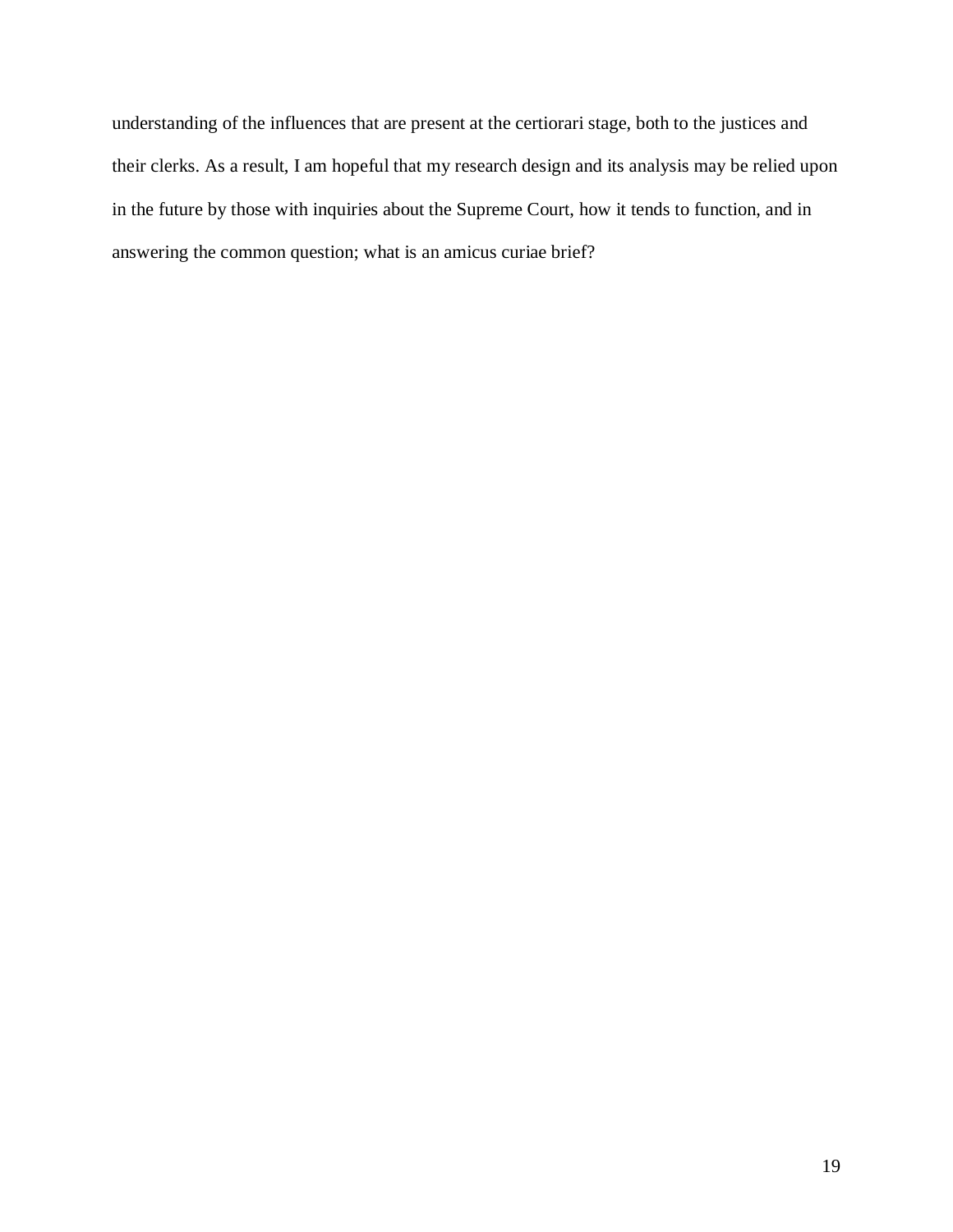understanding of the influences that are present at the certiorari stage, both to the justices and their clerks. As a result, I am hopeful that my research design and its analysis may be relied upon in the future by those with inquiries about the Supreme Court, how it tends to function, and in answering the common question; what is an amicus curiae brief?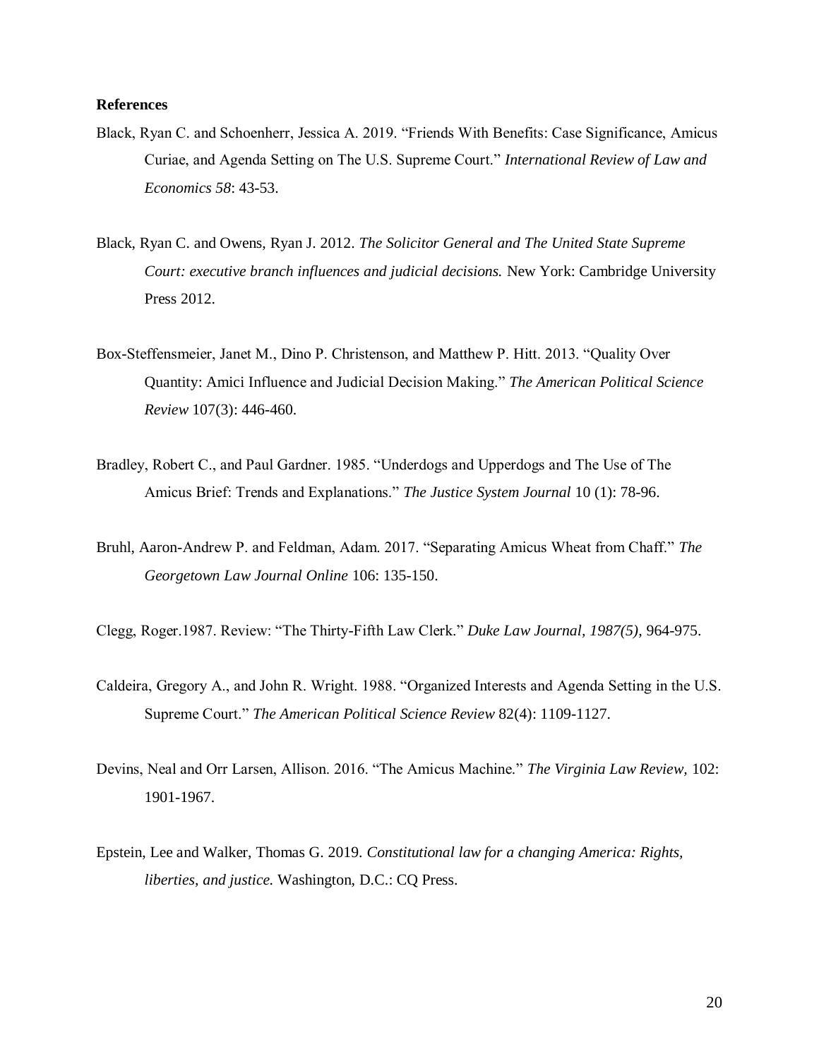**References**

Black, Ryan C. and Schoenherr, Jessica A. 2019. "Friends With Benefits: Case Significance, Amicus Curiae, and Agenda Setting on The U.S. Supreme Court." *International Review of Law and Economics 58*: 43-53.

Black, Ryan C. and Owens, Ryan J. 2012. *The Solicitor General and The United State Supreme Court: executive branch influences and judicial decisions.* New York: Cambridge University Press 2012.

Box-Steffensmeier, Janet M., Dino P. Christenson, and Matthew P. Hitt. 2013. "Quality Over Quantity: Amici Influence and Judicial Decision Making." *The American Political Science Review* 107(3): 446-460.

Bradley, Robert C., and Paul Gardner. 1985. "Underdogs and Upperdogs and The Use of The Amicus Brief: Trends and Explanations." *The Justice System Journal* 10 (1): 78-96.

Bruhl, Aaron-Andrew P. and Feldman, Adam. 2017. "Separating Amicus Wheat from Chaff." *The Georgetown Law Journal Online* 106: 135-150.

Clegg, Roger.1987. Review: "The Thirty-Fifth Law Clerk." *Duke Law Journal, 1987(5),* 964-975.

Caldeira, Gregory A., and John R. Wright. 1988. "Organized Interests and Agenda Setting in the U.S. Supreme Court." *The American Political Science Review* 82(4): 1109-1127.

Devins, Neal and Orr Larsen, Allison. 2016. "The Amicus Machine." *The Virginia Law Review,* 102: 1901-1967.

Epstein, Lee and Walker, Thomas G. 2019. *Constitutional law for a changing America: Rights, liberties, and justice.* Washington, D.C.: CQ Press.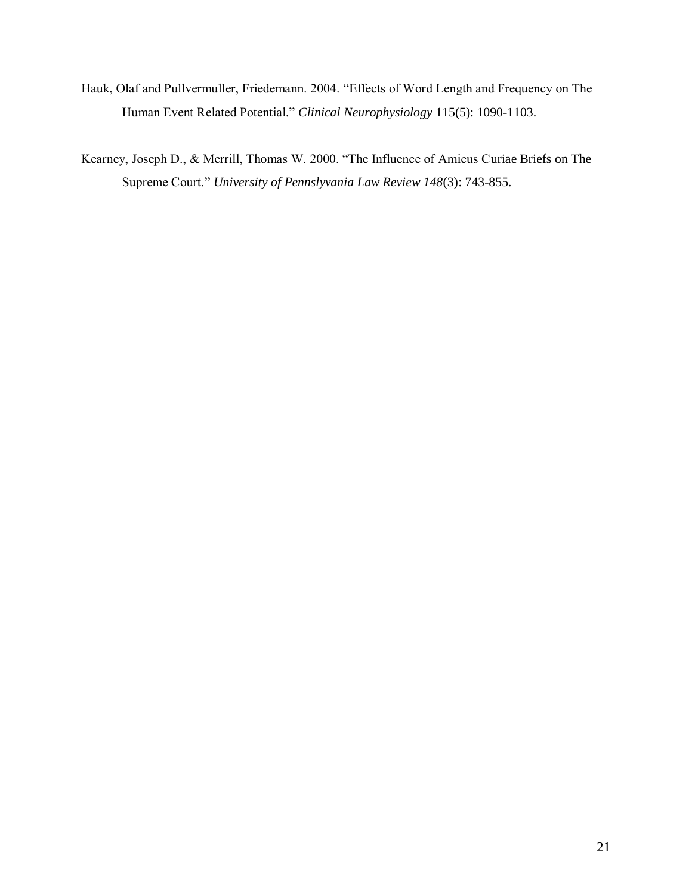Hauk, Olaf and Pullvermuller, Friedemann. 2004. "Effects of Word Length and Frequency on The Human Event Related Potential." *Clinical Neurophysiology* 115(5): 1090-1103.

Kearney, Joseph D., & Merrill, Thomas W. 2000. "The Influence of Amicus Curiae Briefs on The Supreme Court." *University of Pennslyvania Law Review 148*(3): 743-855.